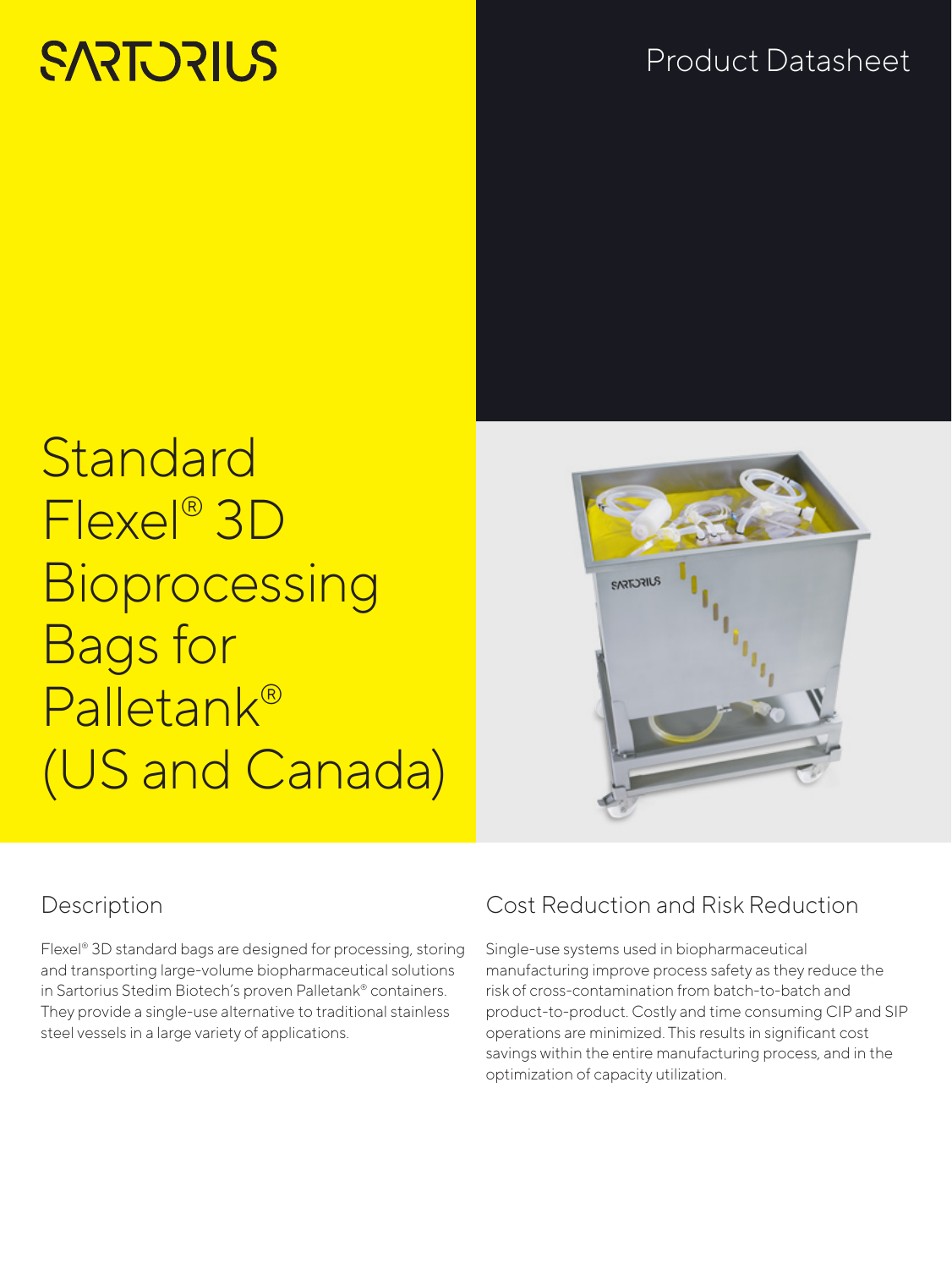SARTORIUS

Product Datasheet

# Standard Flexel® 3D Bioprocessing Bags for Palletank® (US and Canada)

## Description

Flexel® 3D standard bags are designed for processing, storing and transporting large-volume biopharmaceutical solutions in Sartorius Stedim Biotech's proven Palletank® containers. They provide a single-use alternative to traditional stainless steel vessels in a large variety of applications.

## Cost Reduction and Risk Reduction

Single-use systems used in biopharmaceutical manufacturing improve process safety as they reduce the risk of cross-contamination from batch-to-batch and product-to-product. Costly and time consuming CIP and SIP operations are minimized. This results in significant cost savings within the entire manufacturing process, and in the optimization of capacity utilization.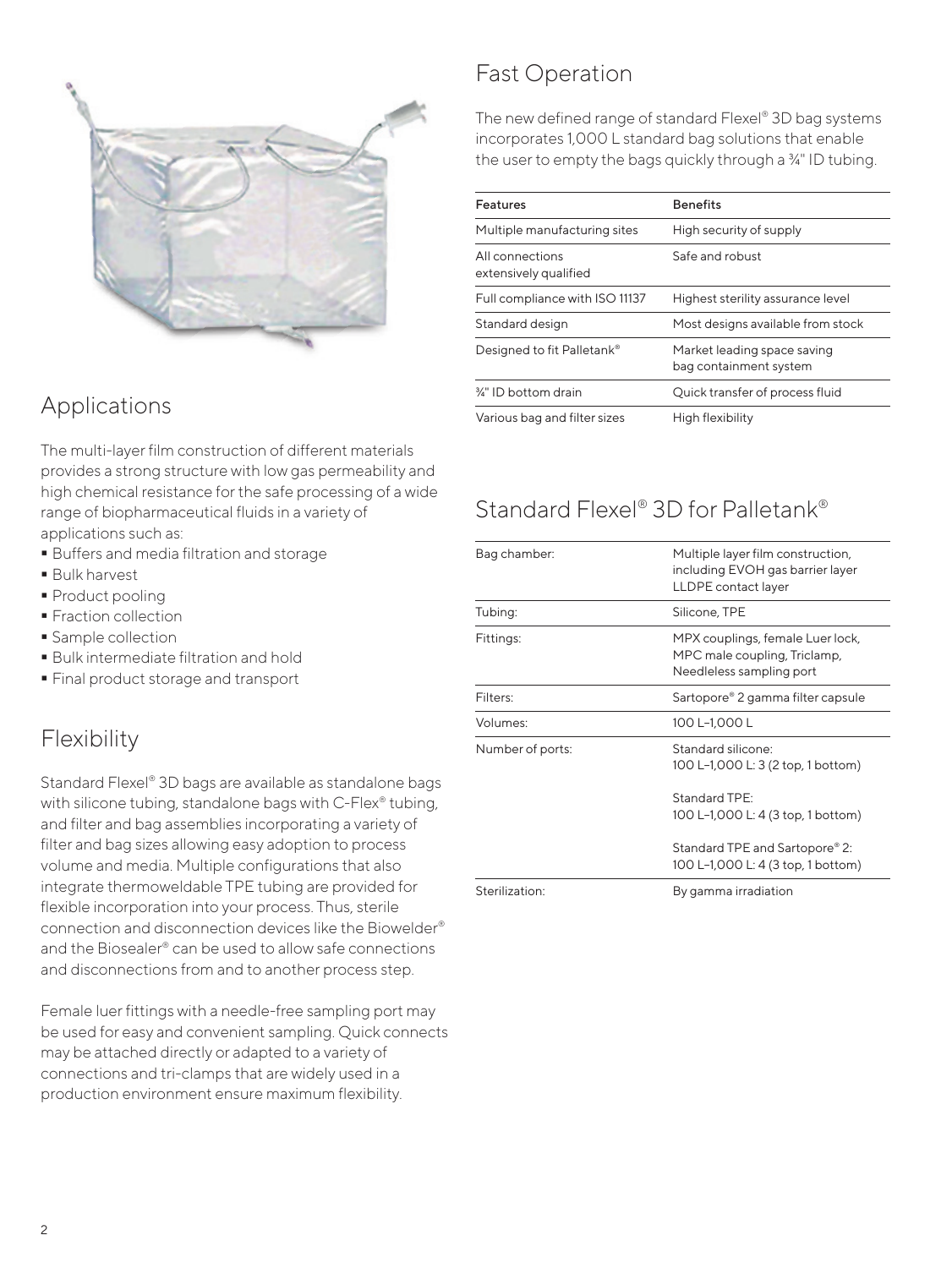## Applications

The multi-layer film construction of different materials provides a strong structure with low gas permeability and high chemical resistance for the safe processing of a wide range of biopharmaceutical fluids in a variety of applications such as:

- Buffers and media filtration and storage
- Bulk harvest
- Product pooling
- Fraction collection
- Sample collection
- Bulk intermediate filtration and hold
- Final product storage and transport

## Flexibility

Standard Flexel® 3D bags are available as standalone bags with silicone tubing, standalone bags with C-Flex® tubing, and filter and bag assemblies incorporating a variety of filter and bag sizes allowing easy adoption to process volume and media. Multiple configurations that also integrate thermoweldable TPE tubing are provided for flexible incorporation into your process. Thus, sterile connection and disconnection devices like the Biowelder® and the Biosealer® can be used to allow safe connections and disconnections from and to another process step.

Female luer fittings with a needle-free sampling port may be used for easy and convenient sampling. Quick connects may be attached directly or adapted to a variety of connections and tri-clamps that are widely used in a production environment ensure maximum flexibility.

## Fast Operation

The new defined range of standard Flexel® 3D bag systems incorporates 1,000 L standard bag solutions that enable the user to empty the bags quickly through a ¾" ID tubing.

| Features | Benefits |
|---|---|
| Multiple manufacturing sites | High security of supply |
| All connections extensively qualified | Safe and robust |
| Full compliance with ISO 11137 | Highest sterility assurance level |
| Standard design | Most designs available from stock |
| Designed to fit Palletank® | Market leading space saving bag containment system |
| ¾" ID bottom drain | Quick transfer of process fluid |
| Various bag and filter sizes | High flexibility |

## Standard Flexel® 3D for Palletank®

| | |
|---|---|
| Bag chamber: | Multiple layer film construction, including EVOH gas barrier layer LLDPE contact layer |
| Tubing: | Silicone, TPE |
| Fittings: | MPX couplings, female Luer lock, MPC male coupling, Triclamp, Needleless sampling port |
| Filters: | Sartopore® 2 gamma filter capsule |
| Volumes: | 100 L–1,000 L |
| Number of ports: | Standard silicone: 100 L–1,000 L: 3 (2 top, 1 bottom)<br><br>Standard TPE: 100 L–1,000 L: 4 (3 top, 1 bottom)<br><br>Standard TPE and Sartopore® 2: 100 L–1,000 L: 4 (3 top, 1 bottom) |
| Sterilization: | By gamma irradiation |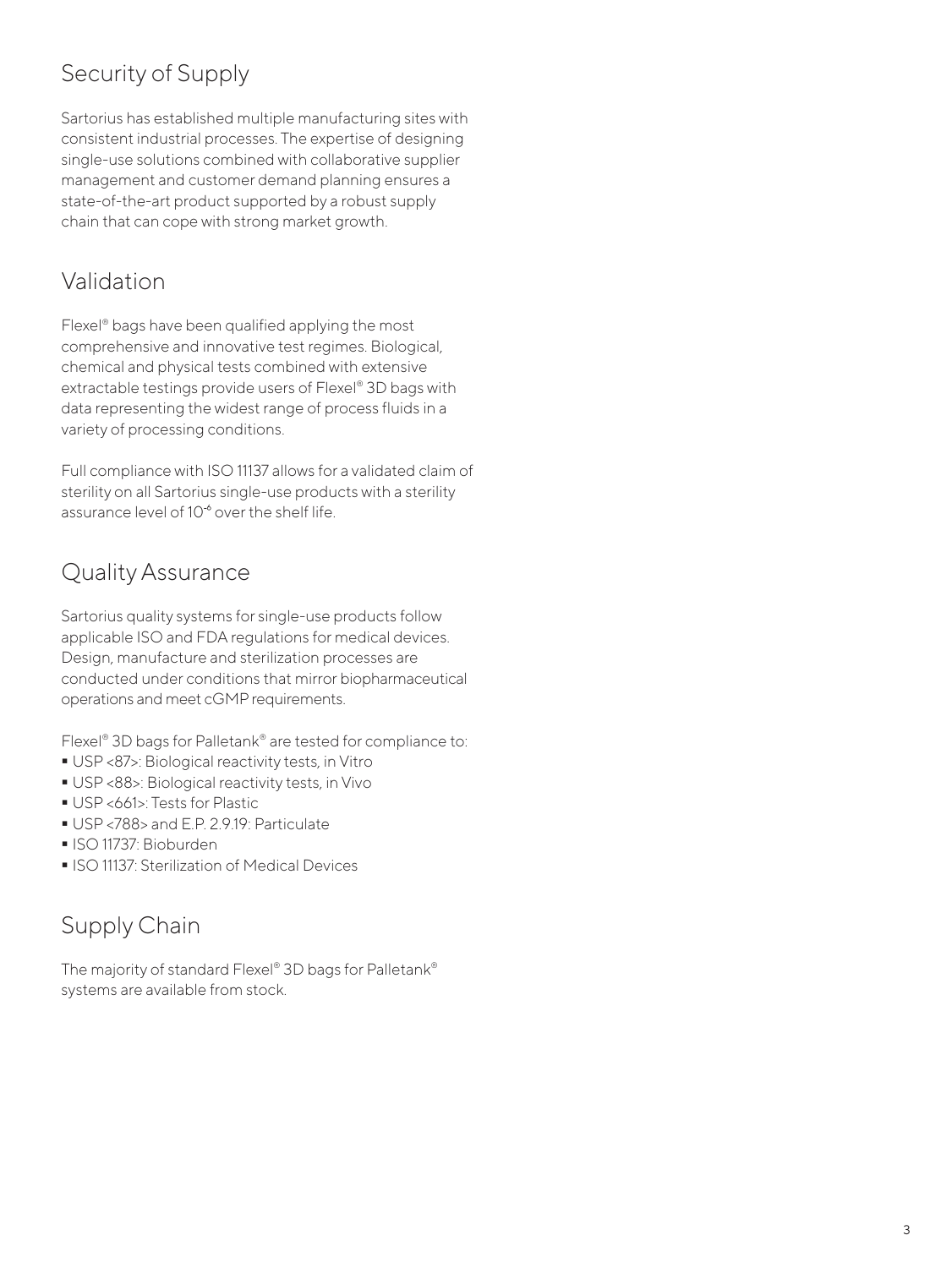## Security of Supply

Sartorius has established multiple manufacturing sites with consistent industrial processes. The expertise of designing single-use solutions combined with collaborative supplier management and customer demand planning ensures a state-of-the-art product supported by a robust supply chain that can cope with strong market growth.

## Validation

Flexel® bags have been qualified applying the most comprehensive and innovative test regimes. Biological, chemical and physical tests combined with extensive extractable testings provide users of Flexel® 3D bags with data representing the widest range of process fluids in a variety of processing conditions.

Full compliance with ISO 11137 allows for a validated claim of sterility on all Sartorius single-use products with a sterility assurance level of $10^{-6}$ over the shelf life.

## Quality Assurance

Sartorius quality systems for single-use products follow applicable ISO and FDA regulations for medical devices. Design, manufacture and sterilization processes are conducted under conditions that mirror biopharmaceutical operations and meet cGMP requirements.

Flexel® 3D bags for Palletank® are tested for compliance to:

- USP <87>: Biological reactivity tests, in Vitro
- USP <88>: Biological reactivity tests, in Vivo
- USP <661>: Tests for Plastic
- USP <788> and E.P. 2.9.19: Particulate
- ISO 11737: Bioburden
- ISO 11137: Sterilization of Medical Devices

## Supply Chain

The majority of standard Flexel® 3D bags for Palletank® systems are available from stock.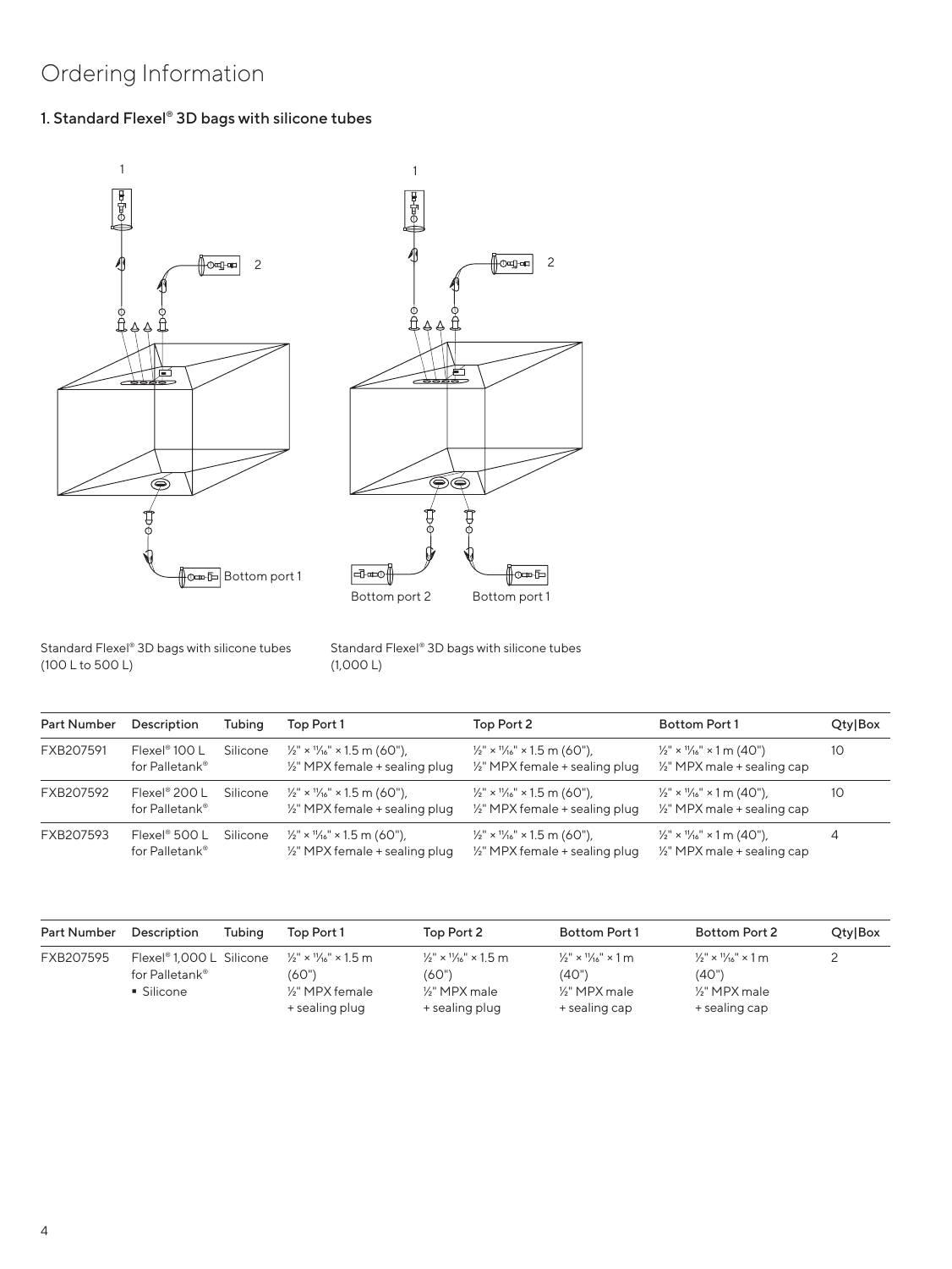# Ordering Information

## 1. Standard Flexel® 3D bags with silicone tubes

1

2

Bottom port 1

1

2

Bottom port 2

Bottom port 1

Standard Flexel® 3D bags with silicone tubes (100 L to 500 L)

Standard Flexel® 3D bags with silicone tubes (1,000 L)

| Part Number | Description | Tubing | Top Port 1 | Top Port 2 | Bottom Port 1 | Qty\|Box |
|---|---|---|---|---|---|---|
| FXB207591 | Flexel® 100 L for Palletank® | Silicone | ½" × ¹¹⁄₁₆" × 1.5 m (60"), ½" MPX female + sealing plug | ½" × ¹¹⁄₁₆" × 1.5 m (60"), ½" MPX female + sealing plug | ½" × ¹¹⁄₁₆" × 1 m (40") ½" MPX male + sealing cap | 10 |
| FXB207592 | Flexel® 200 L for Palletank® | Silicone | ½" × ¹¹⁄₁₆" × 1.5 m (60"), ½" MPX female + sealing plug | ½" × ¹¹⁄₁₆" × 1.5 m (60"), ½" MPX female + sealing plug | ½" × ¹¹⁄₁₆" × 1 m (40"), ½" MPX male + sealing cap | 10 |
| FXB207593 | Flexel® 500 L for Palletank® | Silicone | ½" × ¹¹⁄₁₆" × 1.5 m (60"), ½" MPX female + sealing plug | ½" × ¹¹⁄₁₆" × 1.5 m (60"), ½" MPX female + sealing plug | ½" × ¹¹⁄₁₆" × 1 m (40"), ½" MPX male + sealing cap | 4 |

| Part Number | Description | Tubing | Top Port 1 | Top Port 2 | Bottom Port 1 | Bottom Port 2 | Qty\|Box |
|---|---|---|---|---|---|---|---|
| FXB207595 | Flexel® 1,000 L for Palletank® ▪ Silicone | Silicone | ½" × ¹¹⁄₁₆" × 1.5 m (60") ½" MPX female + sealing plug | ½" × ¹¹⁄₁₆" × 1.5 m (60") ½" MPX male + sealing plug | ½" × ¹¹⁄₁₆" × 1 m (40") ½" MPX male + sealing cap | ½" × ¹¹⁄₁₆" × 1 m (40") ½" MPX male + sealing cap | 2 |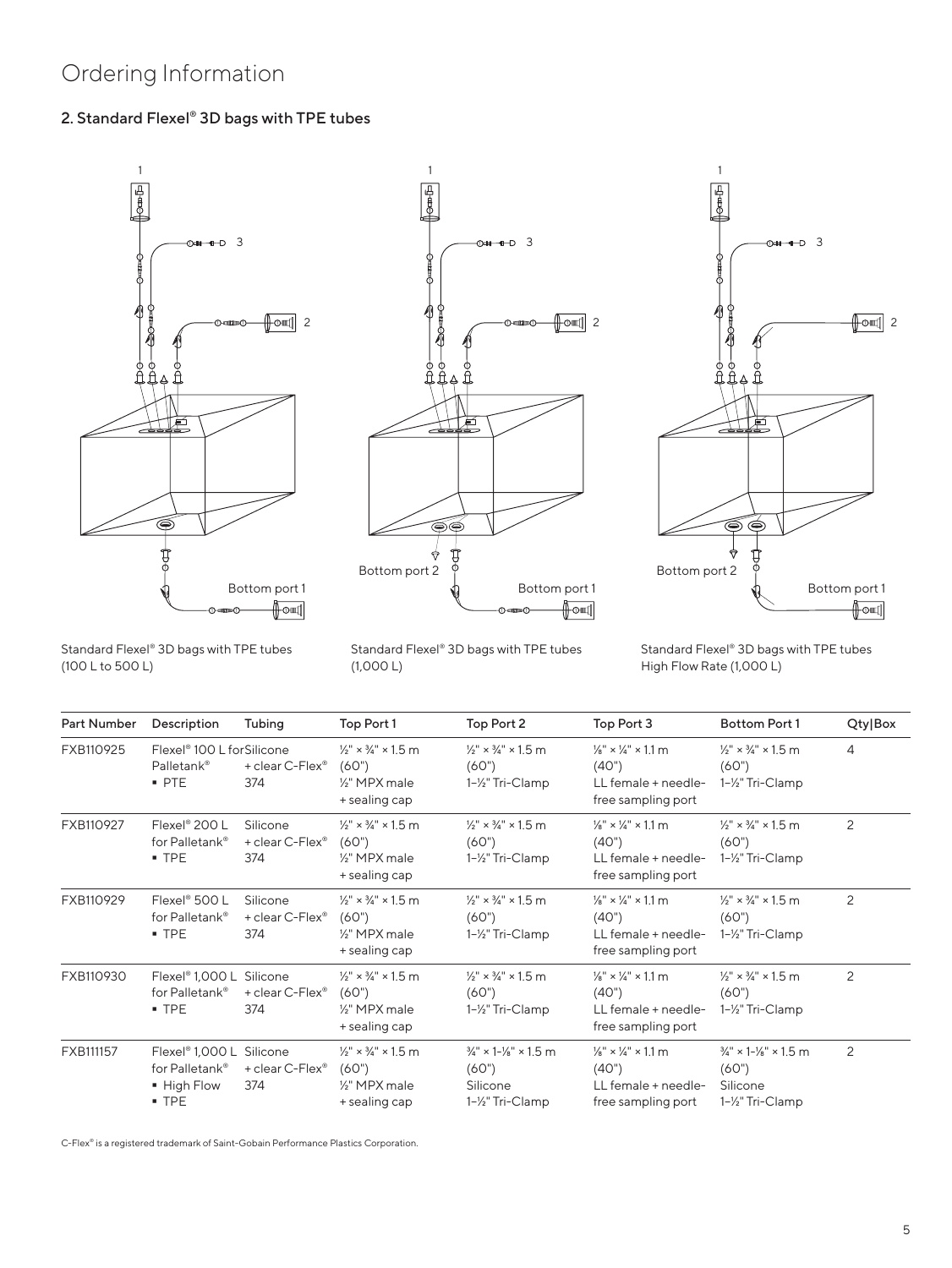# Ordering Information

## 2. Standard Flexel® 3D bags with TPE tubes

1

3

2

Bottom port 1

Standard Flexel® 3D bags with TPE tubes (100 L to 500 L)

1

3

2

Bottom port 2

Bottom port 1

Standard Flexel® 3D bags with TPE tubes (1,000 L)

1

3

2

Bottom port 2

Bottom port 1

Standard Flexel® 3D bags with TPE tubes High Flow Rate (1,000 L)

| Part Number | Description | Tubing | Top Port 1 | Top Port 2 | Top Port 3 | Bottom Port 1 | Qty\|Box |
|---|---|---|---|---|---|---|---|
| FXB110925 | Flexel® 100 L for Palletank® ▪ PTE | Silicone + clear C-Flex® 374 | ½" × ¾" × 1.5 m (60") ½" MPX male + sealing cap | ½" × ¾" × 1.5 m (60") 1-½" Tri-Clamp | ⅛" × ¼" × 1.1 m (40") LL female + needle-free sampling port | ½" × ¾" × 1.5 m (60") 1-½" Tri-Clamp | 4 |
| FXB110927 | Flexel® 200 L for Palletank® ▪ TPE | Silicone + clear C-Flex® 374 | ½" × ¾" × 1.5 m (60") ½" MPX male + sealing cap | ½" × ¾" × 1.5 m (60") 1-½" Tri-Clamp | ⅛" × ¼" × 1.1 m (40") LL female + needle-free sampling port | ½" × ¾" × 1.5 m (60") 1-½" Tri-Clamp | 2 |
| FXB110929 | Flexel® 500 L for Palletank® ▪ TPE | Silicone + clear C-Flex® 374 | ½" × ¾" × 1.5 m (60") ½" MPX male + sealing cap | ½" × ¾" × 1.5 m (60") 1-½" Tri-Clamp | ⅛" × ¼" × 1.1 m (40") LL female + needle-free sampling port | ½" × ¾" × 1.5 m (60") 1-½" Tri-Clamp | 2 |
| FXB110930 | Flexel® 1,000 L for Palletank® ▪ TPE | Silicone + clear C-Flex® 374 | ½" × ¾" × 1.5 m (60") ½" MPX male + sealing cap | ½" × ¾" × 1.5 m (60") 1-½" Tri-Clamp | ⅛" × ¼" × 1.1 m (40") LL female + needle-free sampling port | ½" × ¾" × 1.5 m (60") 1-½" Tri-Clamp | 2 |
| FXB111157 | Flexel® 1,000 L for Palletank® ▪ High Flow ▪ TPE | Silicone + clear C-Flex® 374 | ½" × ¾" × 1.5 m (60") ½" MPX male + sealing cap | ¾" × 1-⅛" × 1.5 m (60") Silicone 1-½" Tri-Clamp | ⅛" × ¼" × 1.1 m (40") LL female + needle-free sampling port | ¾" × 1-⅛" × 1.5 m (60") Silicone 1-½" Tri-Clamp | 2 |

C-Flex® is a registered trademark of Saint-Gobain Performance Plastics Corporation.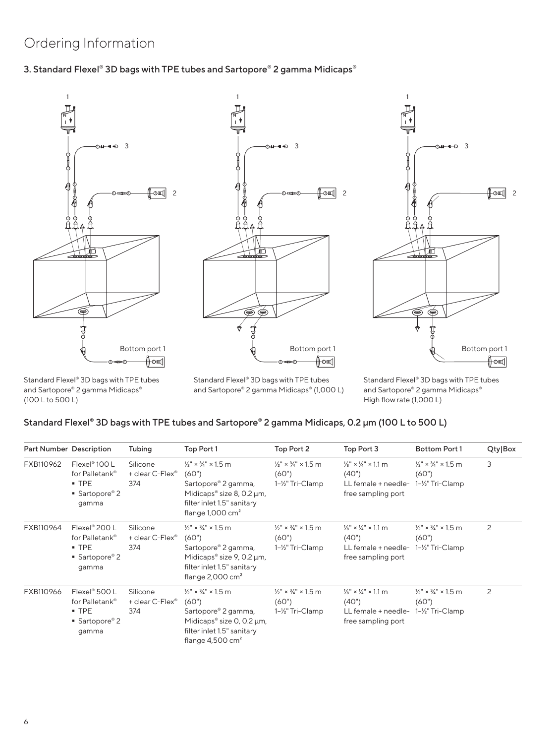# Ordering Information

### 3. Standard Flexel® 3D bags with TPE tubes and Sartopore® 2 gamma Midicaps®

Standard Flexel® 3D bags with TPE tubes and Sartopore® 2 gamma Midicaps® (100 L to 500 L)

Standard Flexel® 3D bags with TPE tubes and Sartopore® 2 gamma Midicaps® (1,000 L)

Standard Flexel® 3D bags with TPE tubes and Sartopore® 2 gamma Midicaps® High flow rate (1,000 L)

### Standard Flexel® 3D bags with TPE tubes and Sartopore® 2 gamma Midicaps, 0.2 µm (100 L to 500 L)

| Part Number | Description | Tubing | Top Port 1 | Top Port 2 | Top Port 3 | Bottom Port 1 | Qty\|Box |
|---|---|---|---|---|---|---|---|
| FXB110962 | Flexel® 100 L for Palletank® ▪ TPE ▪ Sartopore® 2 gamma | Silicone + clear C-Flex® 374 | ½" × ¾" × 1.5 m (60") Sartopore® 2 gamma, Midicaps® size 8, 0.2 µm, filter inlet 1.5" sanitary flange 1,000 cm² | ½" × ¾" × 1.5 m (60") 1-½" Tri-Clamp | ⅛" × ¼" × 1.1 m (40") LL female + needle-free sampling port | ½" × ¾" × 1.5 m (60") 1-½" Tri-Clamp | 3 |
| FXB110964 | Flexel® 200 L for Palletank® ▪ TPE ▪ Sartopore® 2 gamma | Silicone + clear C-Flex® 374 | ½" × ¾" × 1.5 m (60") Sartopore® 2 gamma, Midicaps® size 9, 0.2 µm, filter inlet 1.5" sanitary flange 2,000 cm² | ½" × ¾" × 1.5 m (60") 1-½" Tri-Clamp | ⅛" × ¼" × 1.1 m (40") LL female + needle-free sampling port | ½" × ¾" × 1.5 m (60") 1-½" Tri-Clamp | 2 |
| FXB110966 | Flexel® 500 L for Palletank® ▪ TPE ▪ Sartopore® 2 gamma | Silicone + clear C-Flex® 374 | ½" × ¾" × 1.5 m (60") Sartopore® 2 gamma, Midicaps® size 0, 0.2 µm, filter inlet 1.5" sanitary flange 4,500 cm² | ½" × ¾" × 1.5 m (60") 1-½" Tri-Clamp | ⅛" × ¼" × 1.1 m (40") LL female + needle-free sampling port | ½" × ¾" × 1.5 m (60") 1-½" Tri-Clamp | 2 |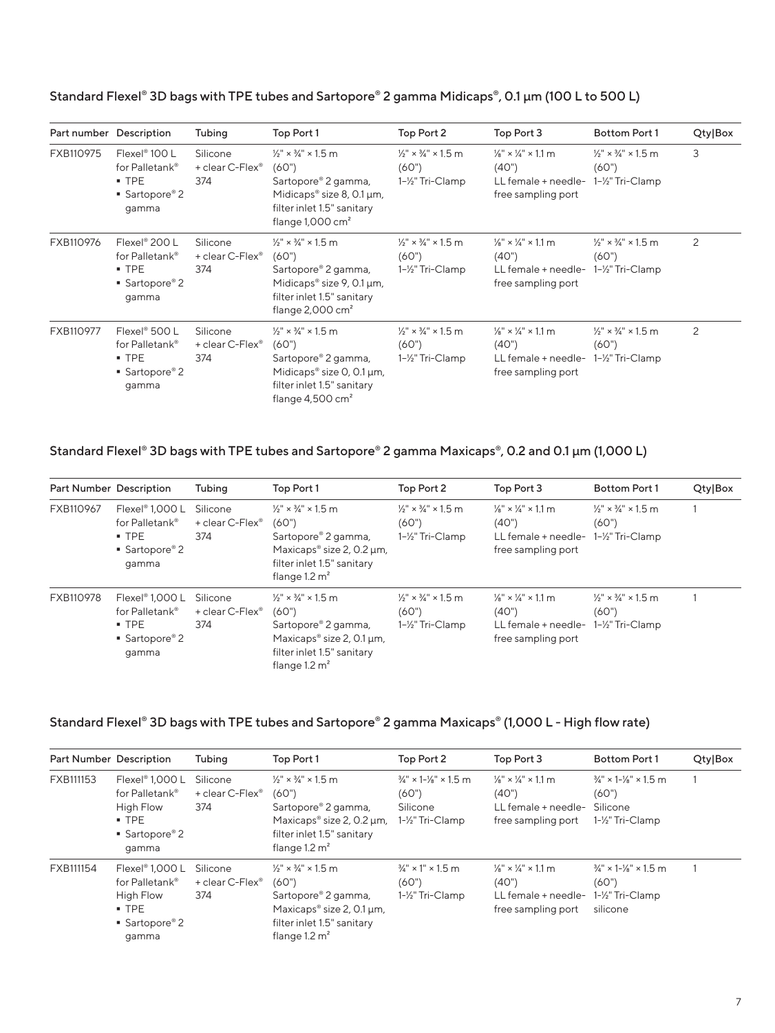### Standard Flexel® 3D bags with TPE tubes and Sartopore® 2 gamma Midicaps®, 0.1 µm (100 L to 500 L)

| Part number | Description | Tubing | Top Port 1 | Top Port 2 | Top Port 3 | Bottom Port 1 | Qty\|Box |
|---|---|---|---|---|---|---|---|
| FXB110975 | Flexel® 100 L for Palletank® <br>▪ TPE <br>▪ Sartopore® 2 gamma | Silicone + clear C-Flex® 374 | ½" × ¾" × 1.5 m (60") Sartopore® 2 gamma, Midicaps® size 8, 0.1 µm, filter inlet 1.5" sanitary flange 1,000 cm² | ½" × ¾" × 1.5 m (60") 1–½" Tri-Clamp | ⅛" × ¼" × 1.1 m (40") LL female + needle-free sampling port | ½" × ¾" × 1.5 m (60") 1–½" Tri-Clamp | 3 |
| FXB110976 | Flexel® 200 L for Palletank® <br>▪ TPE <br>▪ Sartopore® 2 gamma | Silicone + clear C-Flex® 374 | ½" × ¾" × 1.5 m (60") Sartopore® 2 gamma, Midicaps® size 9, 0.1 µm, filter inlet 1.5" sanitary flange 2,000 cm² | ½" × ¾" × 1.5 m (60") 1–½" Tri-Clamp | ⅛" × ¼" × 1.1 m (40") LL female + needle-free sampling port | ½" × ¾" × 1.5 m (60") 1–½" Tri-Clamp | 2 |
| FXB110977 | Flexel® 500 L for Palletank® <br>▪ TPE <br>▪ Sartopore® 2 gamma | Silicone + clear C-Flex® 374 | ½" × ¾" × 1.5 m (60") Sartopore® 2 gamma, Midicaps® size 0, 0.1 µm, filter inlet 1.5" sanitary flange 4,500 cm² | ½" × ¾" × 1.5 m (60") 1–½" Tri-Clamp | ⅛" × ¼" × 1.1 m (40") LL female + needle-free sampling port | ½" × ¾" × 1.5 m (60") 1–½" Tri-Clamp | 2 |

### Standard Flexel® 3D bags with TPE tubes and Sartopore® 2 gamma Maxicaps®, 0.2 and 0.1 µm (1,000 L)

| Part Number | Description | Tubing | Top Port 1 | Top Port 2 | Top Port 3 | Bottom Port 1 | Qty\|Box |
|---|---|---|---|---|---|---|---|
| FXB110967 | Flexel® 1,000 L for Palletank® <br>▪ TPE <br>▪ Sartopore® 2 gamma | Silicone + clear C-Flex® 374 | ½" × ¾" × 1.5 m (60") Sartopore® 2 gamma, Maxicaps® size 2, 0.2 µm, filter inlet 1.5" sanitary flange 1.2 m² | ½" × ¾" × 1.5 m (60") 1–½" Tri-Clamp | ⅛" × ¼" × 1.1 m (40") LL female + needle-free sampling port | ½" × ¾" × 1.5 m (60") 1–½" Tri-Clamp | 1 |
| FXB110978 | Flexel® 1,000 L for Palletank® <br>▪ TPE <br>▪ Sartopore® 2 gamma | Silicone + clear C-Flex® 374 | ½" × ¾" × 1.5 m (60") Sartopore® 2 gamma, Maxicaps® size 2, 0.1 µm, filter inlet 1.5" sanitary flange 1.2 m² | ½" × ¾" × 1.5 m (60") 1–½" Tri-Clamp | ⅛" × ¼" × 1.1 m (40") LL female + needle-free sampling port | ½" × ¾" × 1.5 m (60") 1–½" Tri-Clamp | 1 |

### Standard Flexel® 3D bags with TPE tubes and Sartopore® 2 gamma Maxicaps® (1,000 L - High flow rate)

| Part Number | Description | Tubing | Top Port 1 | Top Port 2 | Top Port 3 | Bottom Port 1 | Qty\|Box |
|---|---|---|---|---|---|---|---|
| FXB111153 | Flexel® 1,000 L for Palletank® High Flow <br>▪ TPE <br>▪ Sartopore® 2 gamma | Silicone + clear C-Flex® 374 | ½" × ¾" × 1.5 m (60") Sartopore® 2 gamma, Maxicaps® size 2, 0.2 µm, filter inlet 1.5" sanitary flange 1.2 m² | ¾" × 1-⅛" × 1.5 m (60") Silicone 1-½" Tri-Clamp | ⅛" × ¼" × 1.1 m (40") LL female + needle-free sampling port | ¾" × 1-⅛" × 1.5 m (60") Silicone 1-½" Tri-Clamp | 1 |
| FXB111154 | Flexel® 1,000 L for Palletank® High Flow <br>▪ TPE <br>▪ Sartopore® 2 gamma | Silicone + clear C-Flex® 374 | ½" × ¾" × 1.5 m (60") Sartopore® 2 gamma, Maxicaps® size 2, 0.1 µm, filter inlet 1.5" sanitary flange 1.2 m² | ¾" × 1" × 1.5 m (60") 1-½" Tri-Clamp | ⅛" × ¼" × 1.1 m (40") LL female + needle-free sampling port | ¾" × 1-⅛" × 1.5 m (60") 1-½" Tri-Clamp silicone | 1 |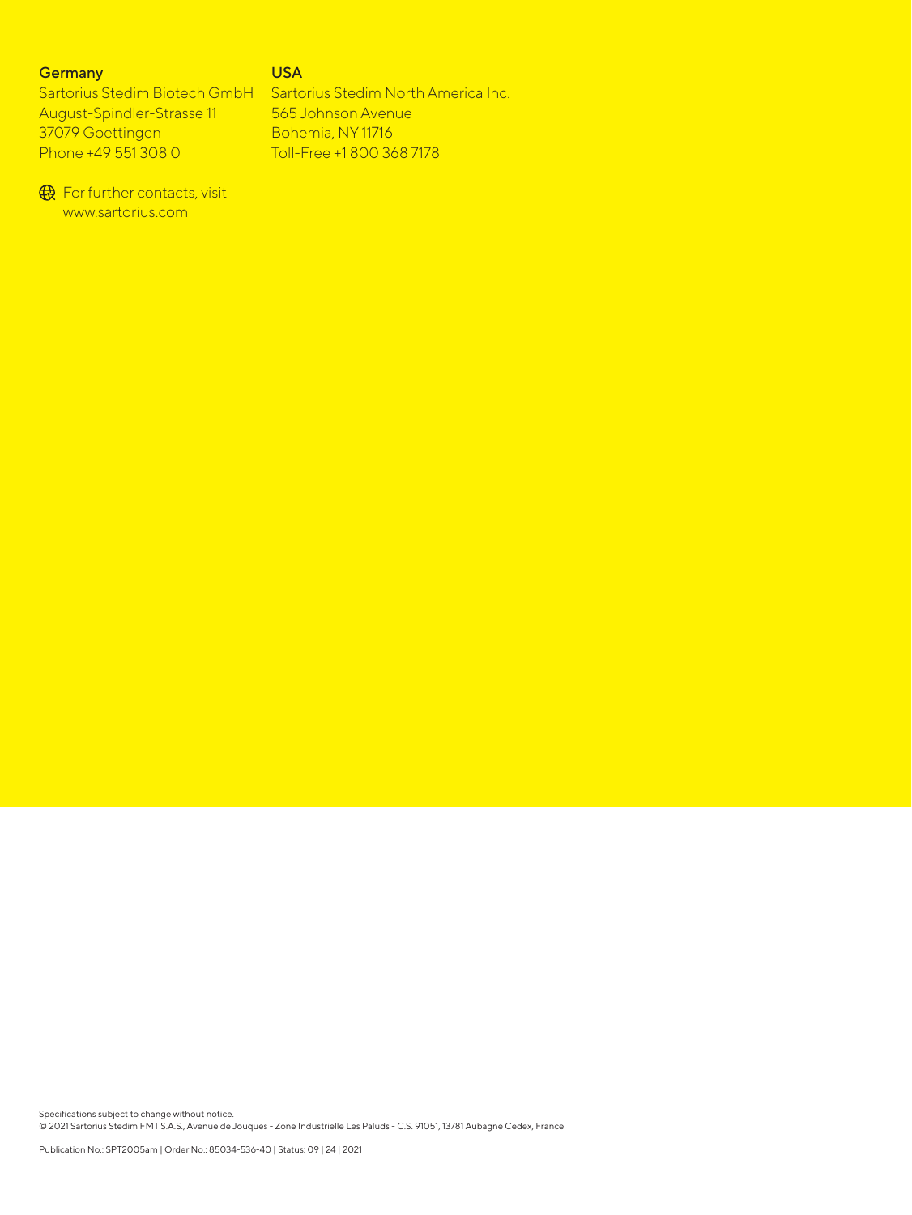**Germany**
Sartorius Stedim Biotech GmbH
August-Spindler-Strasse 11
37079 Goettingen
Phone +49 551 308 0

**USA**
Sartorius Stedim North America Inc.
565 Johnson Avenue
Bohemia, NY 11716
Toll-Free +1 800 368 7178

For further contacts, visit
www.sartorius.com

Specifications subject to change without notice.
© 2021 Sartorius Stedim FMT S.A.S., Avenue de Jouques - Zone Industrielle Les Paluds - C.S. 91051, 13781 Aubagne Cedex, France

Publication No.: SPT2005am | Order No.: 85034-536-40 | Status: 09 | 24 | 2021